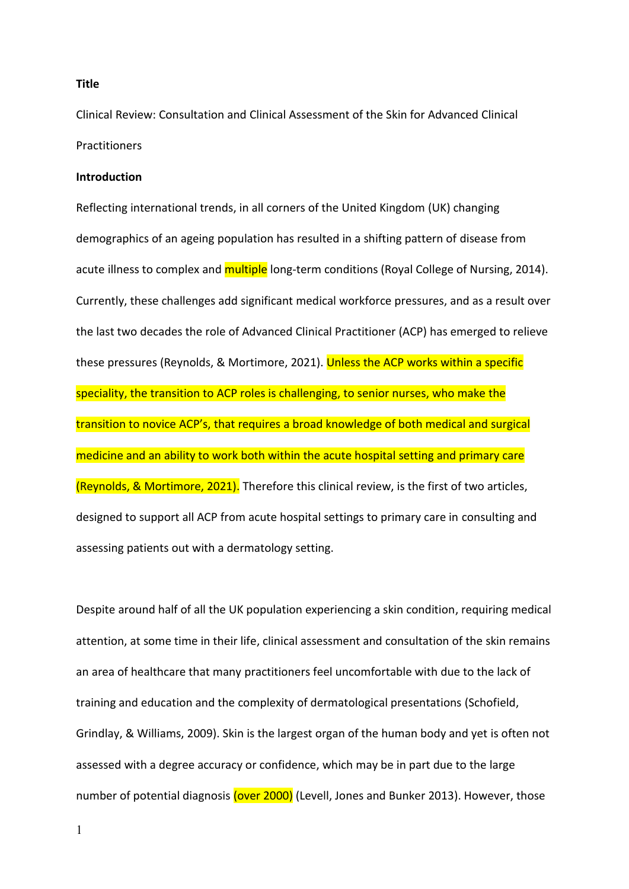**Title**

Clinical Review: Consultation and Clinical Assessment of the Skin for Advanced Clinical Practitioners

**Introduction**

Reflecting international trends, in all corners of the United Kingdom (UK) changing demographics of an ageing population has resulted in a shifting pattern of disease from acute illness to complex and multiple long-term conditions (Royal College of Nursing, 2014). Currently, these challenges add significant medical workforce pressures, and as a result over the last two decades the role of Advanced Clinical Practitioner (ACP) has emerged to relieve these pressures (Reynolds, & Mortimore, 2021). Unless the ACP works within a specific speciality, the transition to ACP roles is challenging, to senior nurses, who make the transition to novice ACP's, that requires a broad knowledge of both medical and surgical medicine and an ability to work both within the acute hospital setting and primary care (Reynolds, & Mortimore, 2021). Therefore this clinical review, is the first of two articles, designed to support all ACP from acute hospital settings to primary care in consulting and assessing patients out with a dermatology setting.

Despite around half of all the UK population experiencing a skin condition, requiring medical attention, at some time in their life, clinical assessment and consultation of the skin remains an area of healthcare that many practitioners feel uncomfortable with due to the lack of training and education and the complexity of dermatological presentations (Schofield, Grindlay, & Williams, 2009). Skin is the largest organ of the human body and yet is often not assessed with a degree accuracy or confidence, which may be in part due to the large number of potential diagnosis (over 2000) (Levell, Jones and Bunker 2013). However, those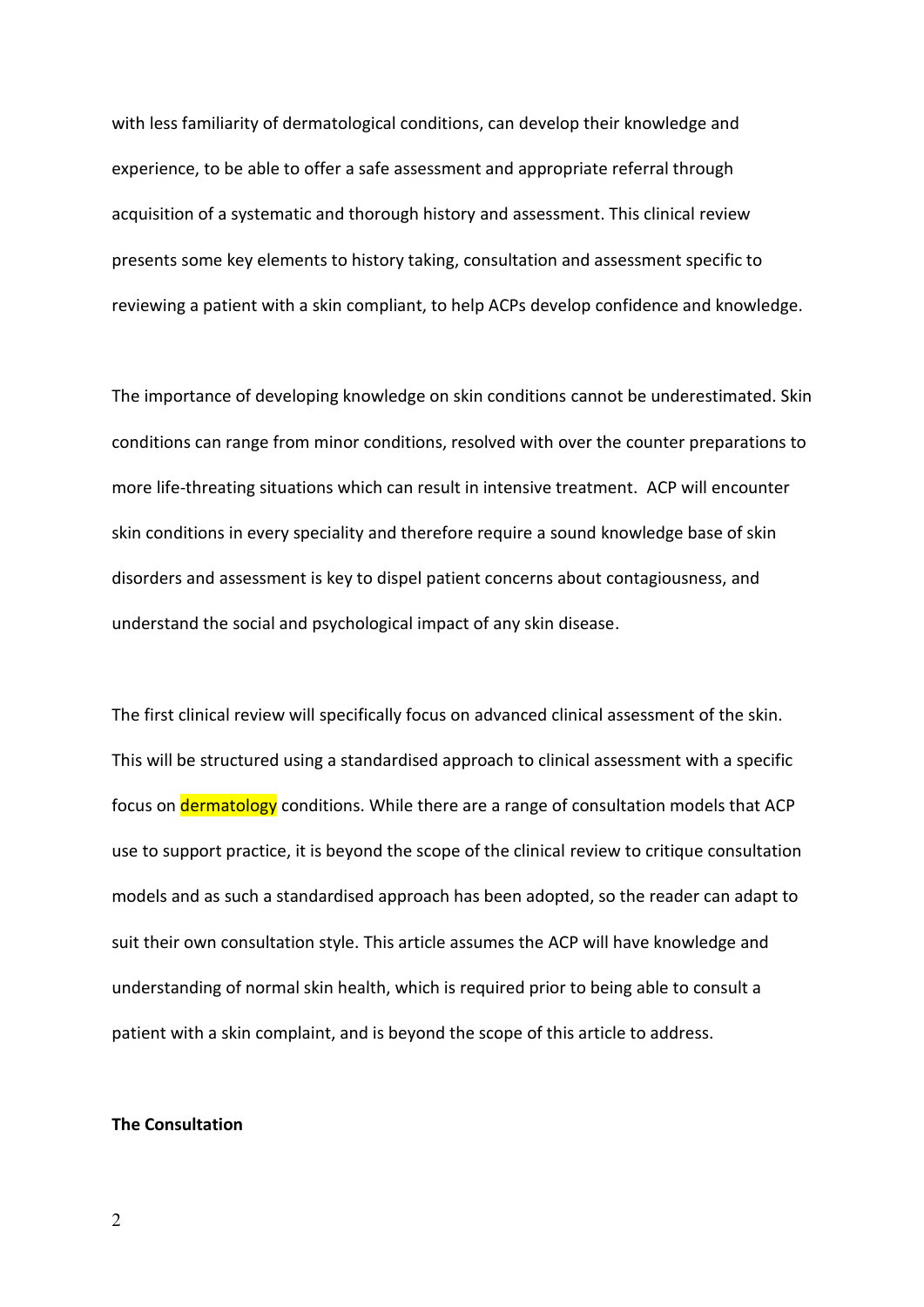with less familiarity of dermatological conditions, can develop their knowledge and experience, to be able to offer a safe assessment and appropriate referral through acquisition of a systematic and thorough history and assessment. This clinical review presents some key elements to history taking, consultation and assessment specific to reviewing a patient with a skin compliant, to help ACPs develop confidence and knowledge.

The importance of developing knowledge on skin conditions cannot be underestimated. Skin conditions can range from minor conditions, resolved with over the counter preparations to more life-threating situations which can result in intensive treatment. ACP will encounter skin conditions in every speciality and therefore require a sound knowledge base of skin disorders and assessment is key to dispel patient concerns about contagiousness, and understand the social and psychological impact of any skin disease.

The first clinical review will specifically focus on advanced clinical assessment of the skin. This will be structured using a standardised approach to clinical assessment with a specific focus on dermatology conditions. While there are a range of consultation models that ACP use to support practice, it is beyond the scope of the clinical review to critique consultation models and as such a standardised approach has been adopted, so the reader can adapt to suit their own consultation style. This article assumes the ACP will have knowledge and understanding of normal skin health, which is required prior to being able to consult a patient with a skin complaint, and is beyond the scope of this article to address.

**The Consultation**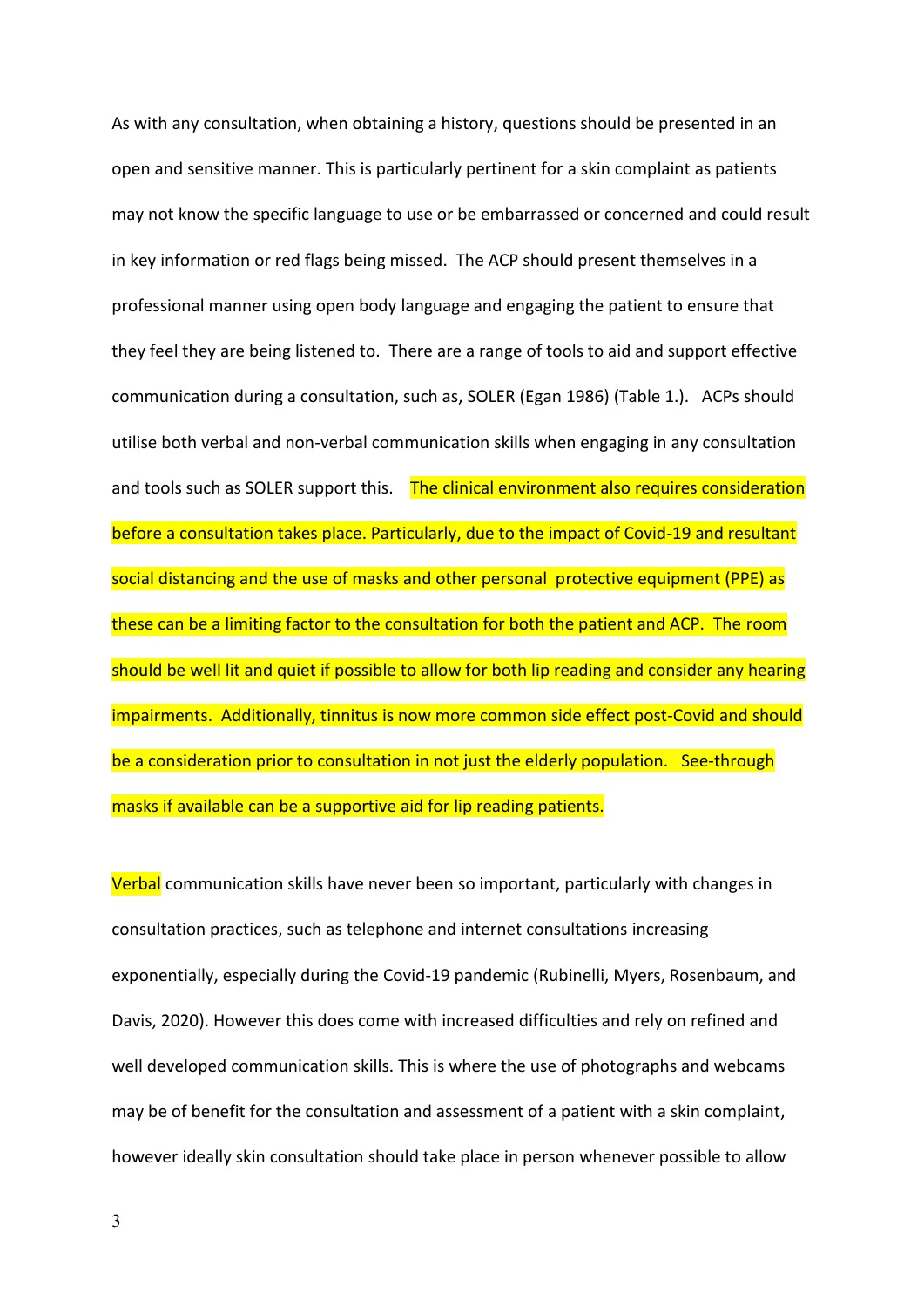As with any consultation, when obtaining a history, questions should be presented in an open and sensitive manner. This is particularly pertinent for a skin complaint as patients may not know the specific language to use or be embarrassed or concerned and could result in key information or red flags being missed. The ACP should present themselves in a professional manner using open body language and engaging the patient to ensure that they feel they are being listened to. There are a range of tools to aid and support effective communication during a consultation, such as, SOLER (Egan 1986) (Table 1.). ACPs should utilise both verbal and non-verbal communication skills when engaging in any consultation and tools such as SOLER support this. The clinical environment also requires consideration before a consultation takes place. Particularly, due to the impact of Covid-19 and resultant social distancing and the use of masks and other personal protective equipment (PPE) as these can be a limiting factor to the consultation for both the patient and ACP. The room should be well lit and quiet if possible to allow for both lip reading and consider any hearing impairments. Additionally, tinnitus is now more common side effect post-Covid and should be a consideration prior to consultation in not just the elderly population. See-through masks if available can be a supportive aid for lip reading patients.

Verbal communication skills have never been so important, particularly with changes in consultation practices, such as telephone and internet consultations increasing exponentially, especially during the Covid-19 pandemic (Rubinelli, Myers, Rosenbaum, and Davis, 2020). However this does come with increased difficulties and rely on refined and well developed communication skills. This is where the use of photographs and webcams may be of benefit for the consultation and assessment of a patient with a skin complaint, however ideally skin consultation should take place in person whenever possible to allow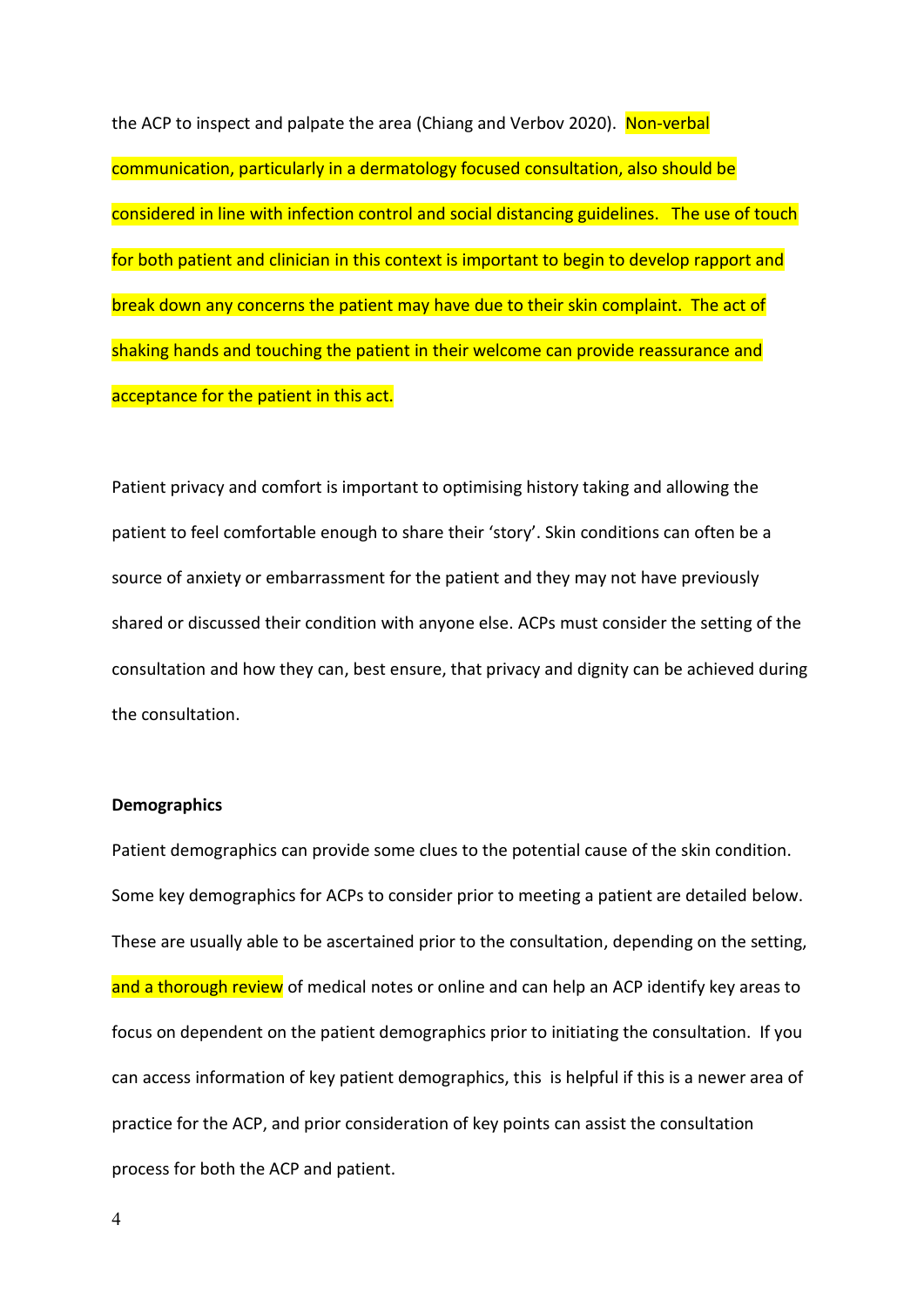the ACP to inspect and palpate the area (Chiang and Verbov 2020). Non-verbal communication, particularly in a dermatology focused consultation, also should be considered in line with infection control and social distancing guidelines. The use of touch for both patient and clinician in this context is important to begin to develop rapport and break down any concerns the patient may have due to their skin complaint. The act of shaking hands and touching the patient in their welcome can provide reassurance and acceptance for the patient in this act.

Patient privacy and comfort is important to optimising history taking and allowing the patient to feel comfortable enough to share their 'story'. Skin conditions can often be a source of anxiety or embarrassment for the patient and they may not have previously shared or discussed their condition with anyone else. ACPs must consider the setting of the consultation and how they can, best ensure, that privacy and dignity can be achieved during the consultation.

**Demographics**

Patient demographics can provide some clues to the potential cause of the skin condition. Some key demographics for ACPs to consider prior to meeting a patient are detailed below. These are usually able to be ascertained prior to the consultation, depending on the setting, and a thorough review of medical notes or online and can help an ACP identify key areas to focus on dependent on the patient demographics prior to initiating the consultation. If you can access information of key patient demographics, this is helpful if this is a newer area of practice for the ACP, and prior consideration of key points can assist the consultation process for both the ACP and patient.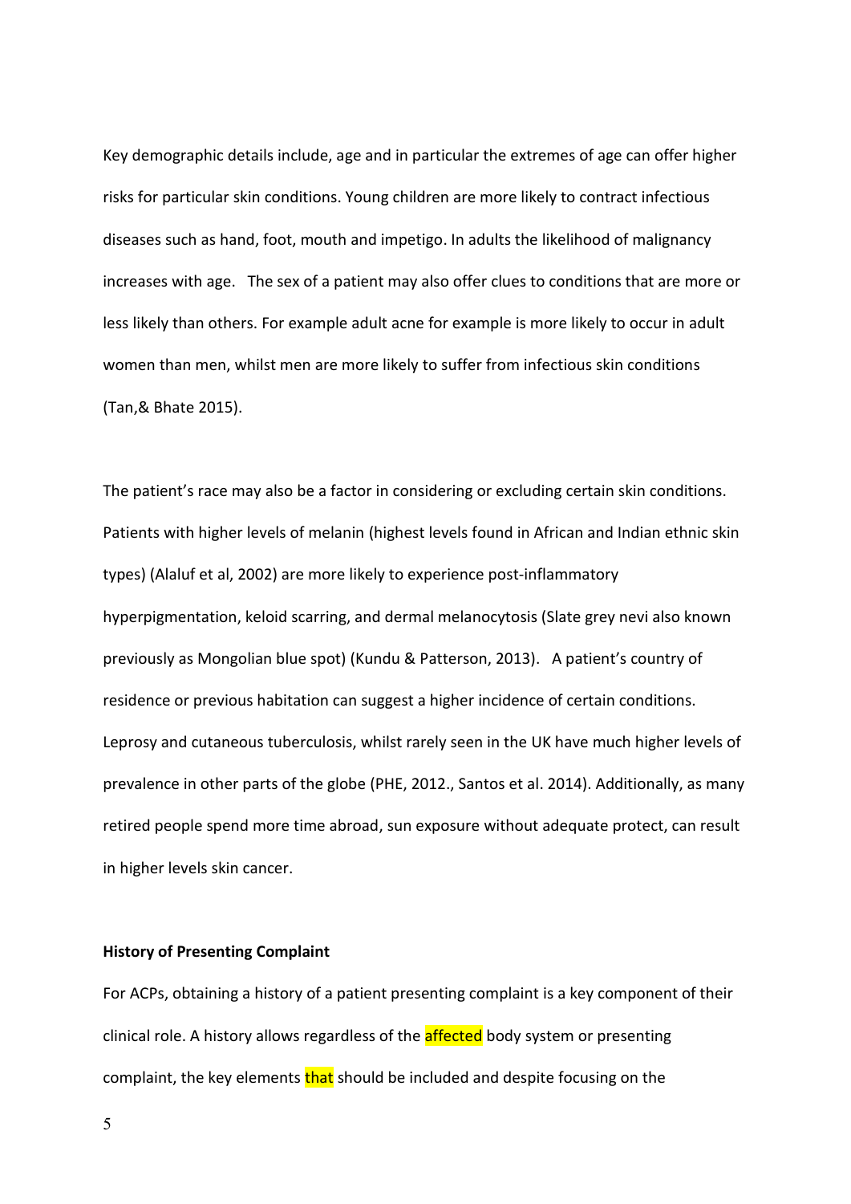Key demographic details include, age and in particular the extremes of age can offer higher risks for particular skin conditions. Young children are more likely to contract infectious diseases such as hand, foot, mouth and impetigo. In adults the likelihood of malignancy increases with age. The sex of a patient may also offer clues to conditions that are more or less likely than others. For example adult acne for example is more likely to occur in adult women than men, whilst men are more likely to suffer from infectious skin conditions (Tan,& Bhate 2015).

The patient's race may also be a factor in considering or excluding certain skin conditions. Patients with higher levels of melanin (highest levels found in African and Indian ethnic skin types) (Alaluf et al, 2002) are more likely to experience post-inflammatory hyperpigmentation, keloid scarring, and dermal melanocytosis (Slate grey nevi also known previously as Mongolian blue spot) (Kundu & Patterson, 2013). A patient's country of residence or previous habitation can suggest a higher incidence of certain conditions. Leprosy and cutaneous tuberculosis, whilst rarely seen in the UK have much higher levels of prevalence in other parts of the globe (PHE, 2012., Santos et al. 2014). Additionally, as many retired people spend more time abroad, sun exposure without adequate protect, can result in higher levels skin cancer.

**History of Presenting Complaint**

For ACPs, obtaining a history of a patient presenting complaint is a key component of their clinical role. A history allows regardless of the affected body system or presenting complaint, the key elements that should be included and despite focusing on the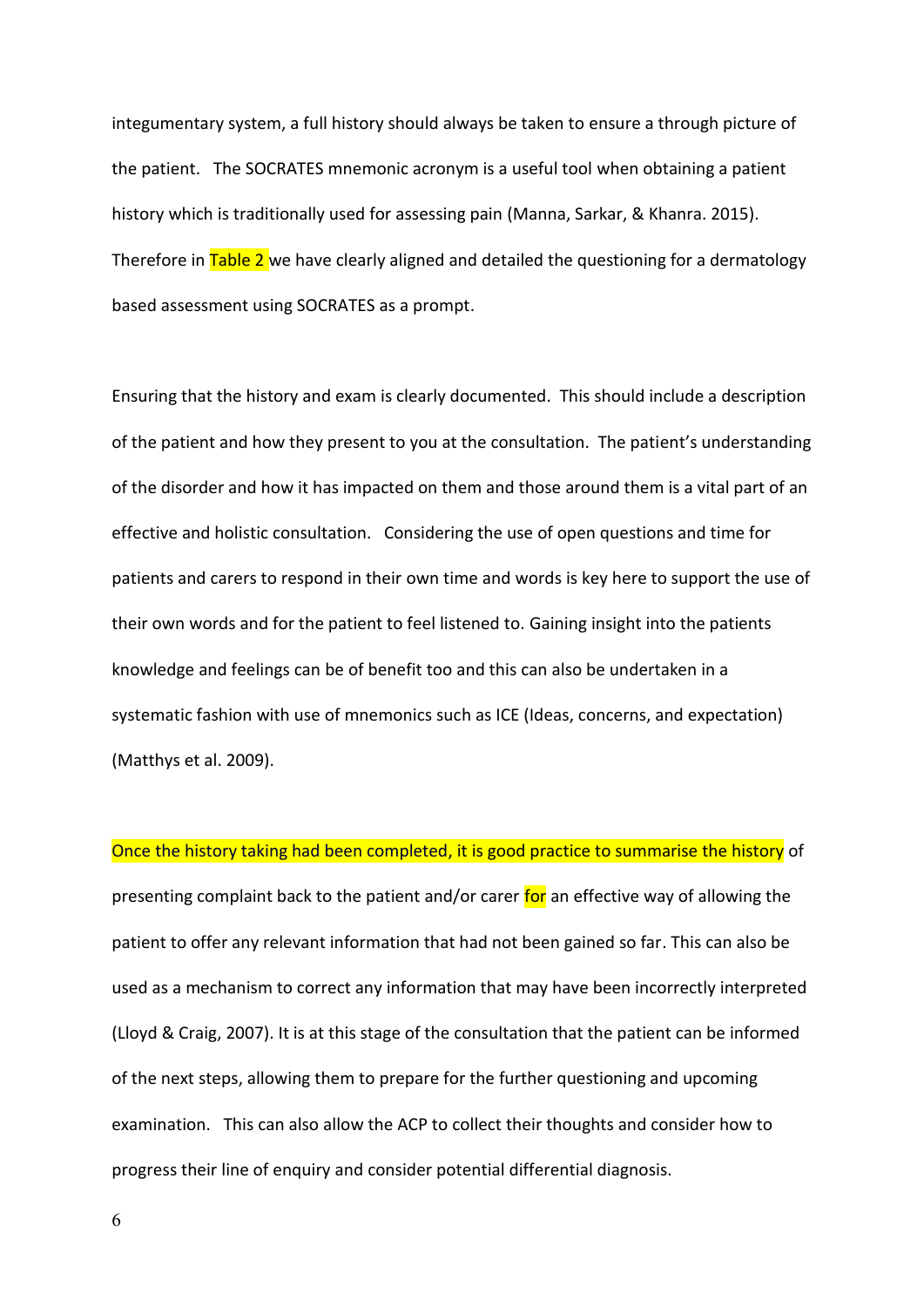integumentary system, a full history should always be taken to ensure a through picture of the patient. The SOCRATES mnemonic acronym is a useful tool when obtaining a patient history which is traditionally used for assessing pain (Manna, Sarkar, & Khanra. 2015). Therefore in Table 2 we have clearly aligned and detailed the questioning for a dermatology based assessment using SOCRATES as a prompt.

Ensuring that the history and exam is clearly documented. This should include a description of the patient and how they present to you at the consultation. The patient's understanding of the disorder and how it has impacted on them and those around them is a vital part of an effective and holistic consultation. Considering the use of open questions and time for patients and carers to respond in their own time and words is key here to support the use of their own words and for the patient to feel listened to. Gaining insight into the patients knowledge and feelings can be of benefit too and this can also be undertaken in a systematic fashion with use of mnemonics such as ICE (Ideas, concerns, and expectation) (Matthys et al. 2009).

Once the history taking had been completed, it is good practice to summarise the history of presenting complaint back to the patient and/or carer for an effective way of allowing the patient to offer any relevant information that had not been gained so far. This can also be used as a mechanism to correct any information that may have been incorrectly interpreted (Lloyd & Craig, 2007). It is at this stage of the consultation that the patient can be informed of the next steps, allowing them to prepare for the further questioning and upcoming examination. This can also allow the ACP to collect their thoughts and consider how to progress their line of enquiry and consider potential differential diagnosis.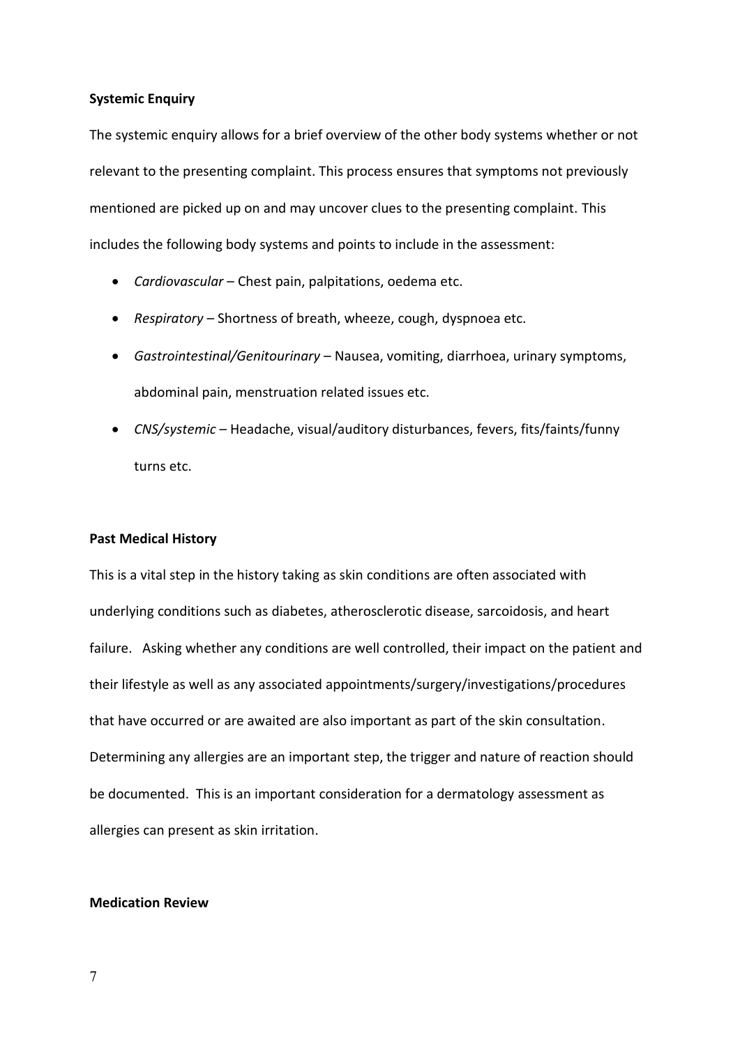**Systemic Enquiry**

The systemic enquiry allows for a brief overview of the other body systems whether or not relevant to the presenting complaint. This process ensures that symptoms not previously mentioned are picked up on and may uncover clues to the presenting complaint. This includes the following body systems and points to include in the assessment:

- *Cardiovascular* – Chest pain, palpitations, oedema etc.
- *Respiratory* – Shortness of breath, wheeze, cough, dyspnoea etc.
- *Gastrointestinal/Genitourinary* – Nausea, vomiting, diarrhoea, urinary symptoms, abdominal pain, menstruation related issues etc.
- *CNS/systemic* – Headache, visual/auditory disturbances, fevers, fits/faints/funny turns etc.

**Past Medical History**

This is a vital step in the history taking as skin conditions are often associated with underlying conditions such as diabetes, atherosclerotic disease, sarcoidosis, and heart failure. Asking whether any conditions are well controlled, their impact on the patient and their lifestyle as well as any associated appointments/surgery/investigations/procedures that have occurred or are awaited are also important as part of the skin consultation. Determining any allergies are an important step, the trigger and nature of reaction should be documented. This is an important consideration for a dermatology assessment as allergies can present as skin irritation.

**Medication Review**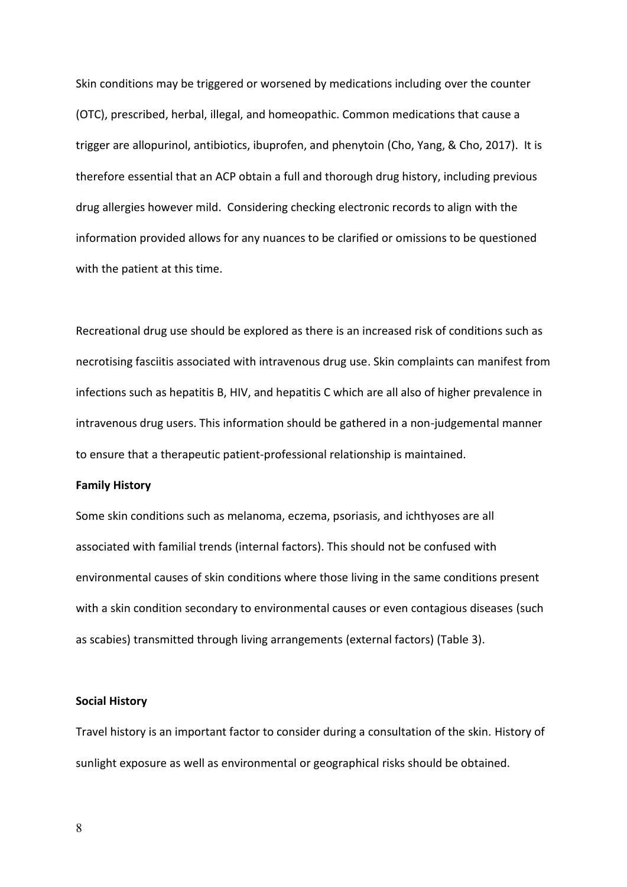Skin conditions may be triggered or worsened by medications including over the counter (OTC), prescribed, herbal, illegal, and homeopathic. Common medications that cause a trigger are allopurinol, antibiotics, ibuprofen, and phenytoin (Cho, Yang, & Cho, 2017). It is therefore essential that an ACP obtain a full and thorough drug history, including previous drug allergies however mild. Considering checking electronic records to align with the information provided allows for any nuances to be clarified or omissions to be questioned with the patient at this time.

Recreational drug use should be explored as there is an increased risk of conditions such as necrotising fasciitis associated with intravenous drug use. Skin complaints can manifest from infections such as hepatitis B, HIV, and hepatitis C which are all also of higher prevalence in intravenous drug users. This information should be gathered in a non-judgemental manner to ensure that a therapeutic patient-professional relationship is maintained.

**Family History**

Some skin conditions such as melanoma, eczema, psoriasis, and ichthyoses are all associated with familial trends (internal factors). This should not be confused with environmental causes of skin conditions where those living in the same conditions present with a skin condition secondary to environmental causes or even contagious diseases (such as scabies) transmitted through living arrangements (external factors) (Table 3).

**Social History**

Travel history is an important factor to consider during a consultation of the skin. History of sunlight exposure as well as environmental or geographical risks should be obtained.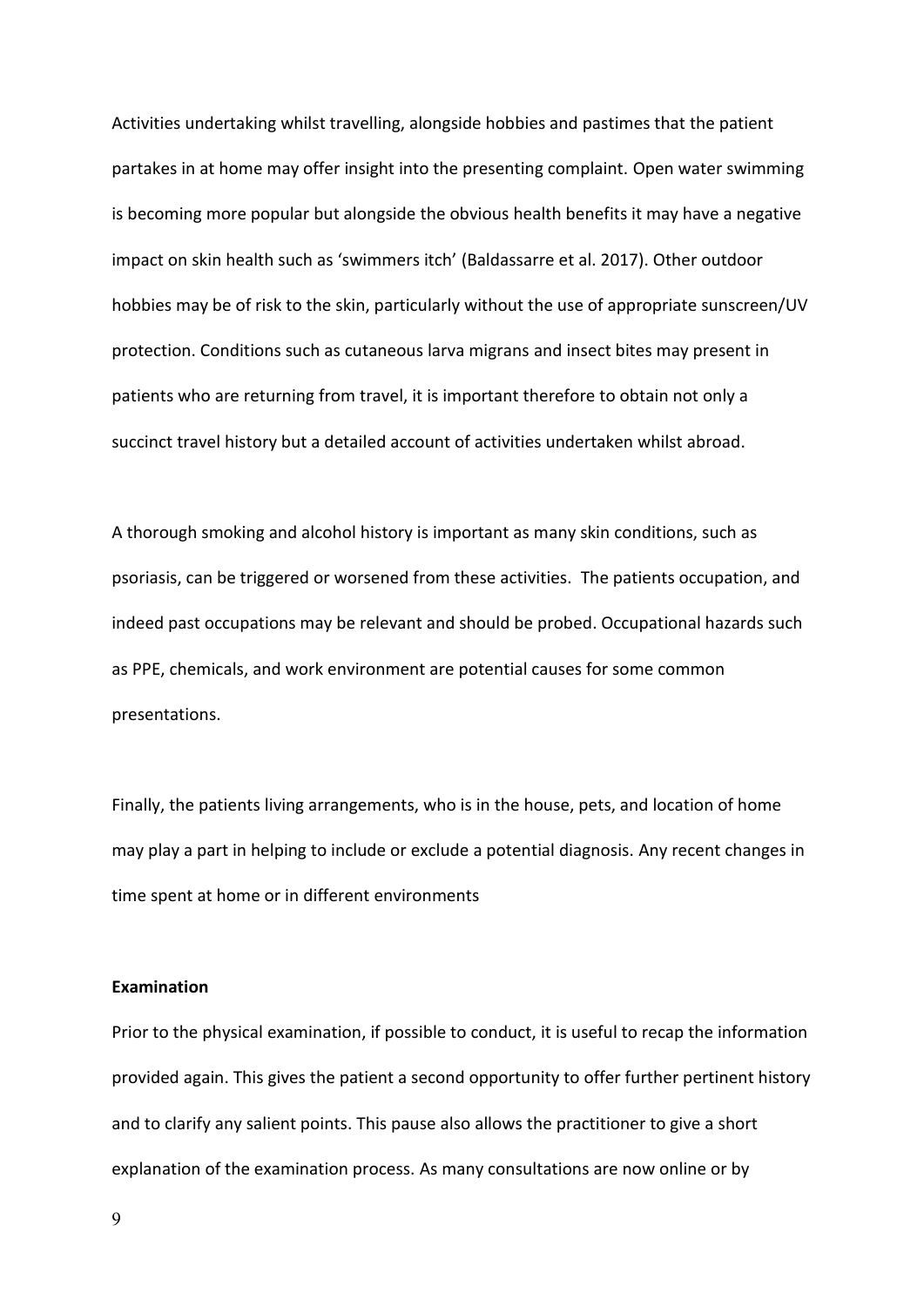Activities undertaking whilst travelling, alongside hobbies and pastimes that the patient partakes in at home may offer insight into the presenting complaint. Open water swimming is becoming more popular but alongside the obvious health benefits it may have a negative impact on skin health such as 'swimmers itch' (Baldassarre et al. 2017). Other outdoor hobbies may be of risk to the skin, particularly without the use of appropriate sunscreen/UV protection. Conditions such as cutaneous larva migrans and insect bites may present in patients who are returning from travel, it is important therefore to obtain not only a succinct travel history but a detailed account of activities undertaken whilst abroad.

A thorough smoking and alcohol history is important as many skin conditions, such as psoriasis, can be triggered or worsened from these activities. The patients occupation, and indeed past occupations may be relevant and should be probed. Occupational hazards such as PPE, chemicals, and work environment are potential causes for some common presentations.

Finally, the patients living arrangements, who is in the house, pets, and location of home may play a part in helping to include or exclude a potential diagnosis. Any recent changes in time spent at home or in different environments

**Examination**

Prior to the physical examination, if possible to conduct, it is useful to recap the information provided again. This gives the patient a second opportunity to offer further pertinent history and to clarify any salient points. This pause also allows the practitioner to give a short explanation of the examination process. As many consultations are now online or by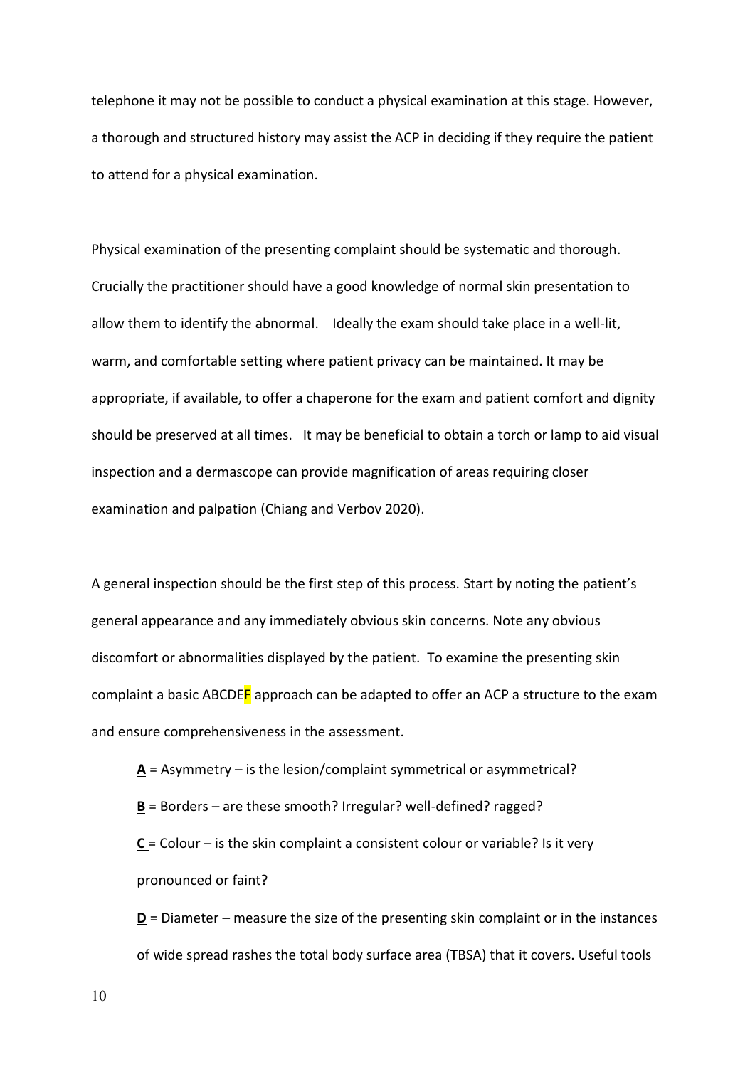telephone it may not be possible to conduct a physical examination at this stage. However, a thorough and structured history may assist the ACP in deciding if they require the patient to attend for a physical examination.

Physical examination of the presenting complaint should be systematic and thorough. Crucially the practitioner should have a good knowledge of normal skin presentation to allow them to identify the abnormal. Ideally the exam should take place in a well-lit, warm, and comfortable setting where patient privacy can be maintained. It may be appropriate, if available, to offer a chaperone for the exam and patient comfort and dignity should be preserved at all times. It may be beneficial to obtain a torch or lamp to aid visual inspection and a dermascope can provide magnification of areas requiring closer examination and palpation (Chiang and Verbov 2020).

A general inspection should be the first step of this process. Start by noting the patient's general appearance and any immediately obvious skin concerns. Note any obvious discomfort or abnormalities displayed by the patient. To examine the presenting skin complaint a basic ABCDEF approach can be adapted to offer an ACP a structure to the exam and ensure comprehensiveness in the assessment.

**A** = Asymmetry – is the lesion/complaint symmetrical or asymmetrical?

**B** = Borders – are these smooth? Irregular? well-defined? ragged?

**C** = Colour – is the skin complaint a consistent colour or variable? Is it very pronounced or faint?

**D** = Diameter – measure the size of the presenting skin complaint or in the instances of wide spread rashes the total body surface area (TBSA) that it covers. Useful tools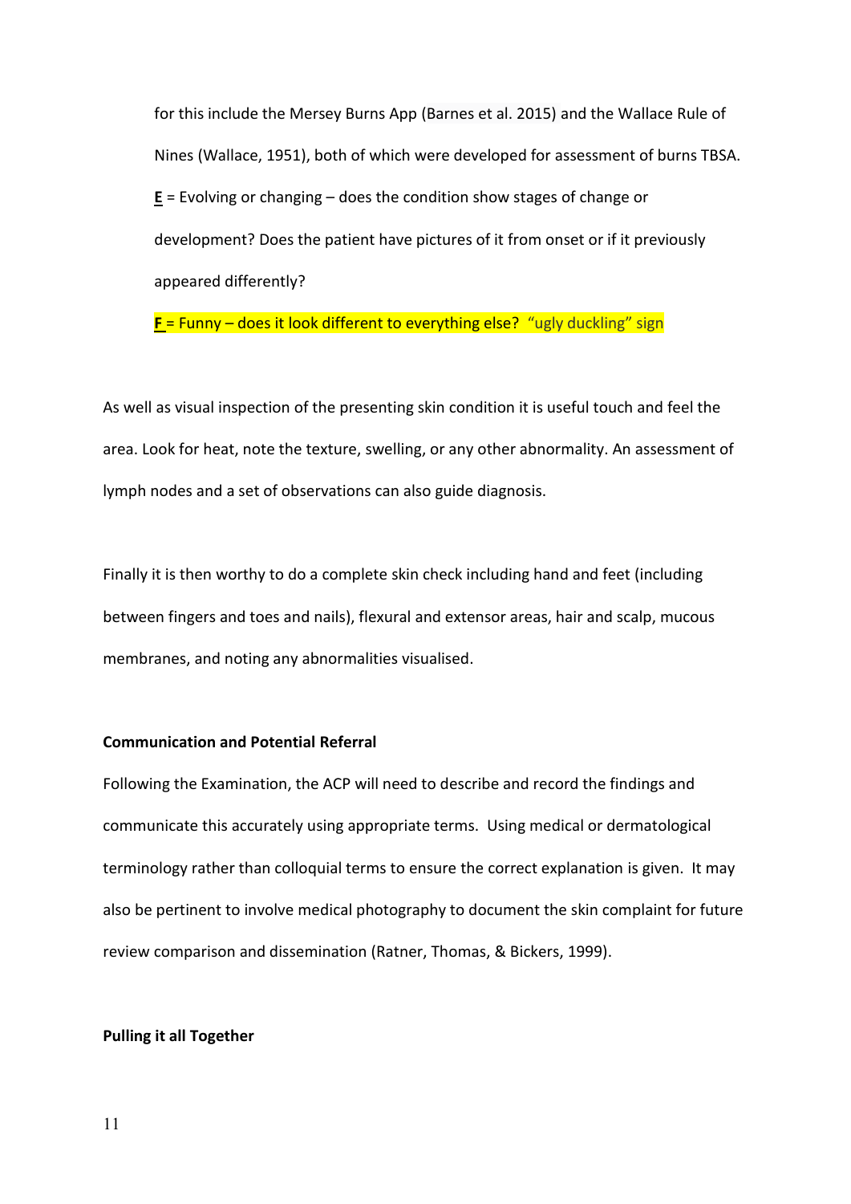for this include the Mersey Burns App (Barnes et al. 2015) and the Wallace Rule of Nines (Wallace, 1951), both of which were developed for assessment of burns TBSA.

**E** = Evolving or changing – does the condition show stages of change or development? Does the patient have pictures of it from onset or if it previously appeared differently?

**F** = Funny – does it look different to everything else? "ugly duckling" sign

As well as visual inspection of the presenting skin condition it is useful touch and feel the area. Look for heat, note the texture, swelling, or any other abnormality. An assessment of lymph nodes and a set of observations can also guide diagnosis.

Finally it is then worthy to do a complete skin check including hand and feet (including between fingers and toes and nails), flexural and extensor areas, hair and scalp, mucous membranes, and noting any abnormalities visualised.

**Communication and Potential Referral**

Following the Examination, the ACP will need to describe and record the findings and communicate this accurately using appropriate terms. Using medical or dermatological terminology rather than colloquial terms to ensure the correct explanation is given. It may also be pertinent to involve medical photography to document the skin complaint for future review comparison and dissemination (Ratner, Thomas, & Bickers, 1999).

**Pulling it all Together**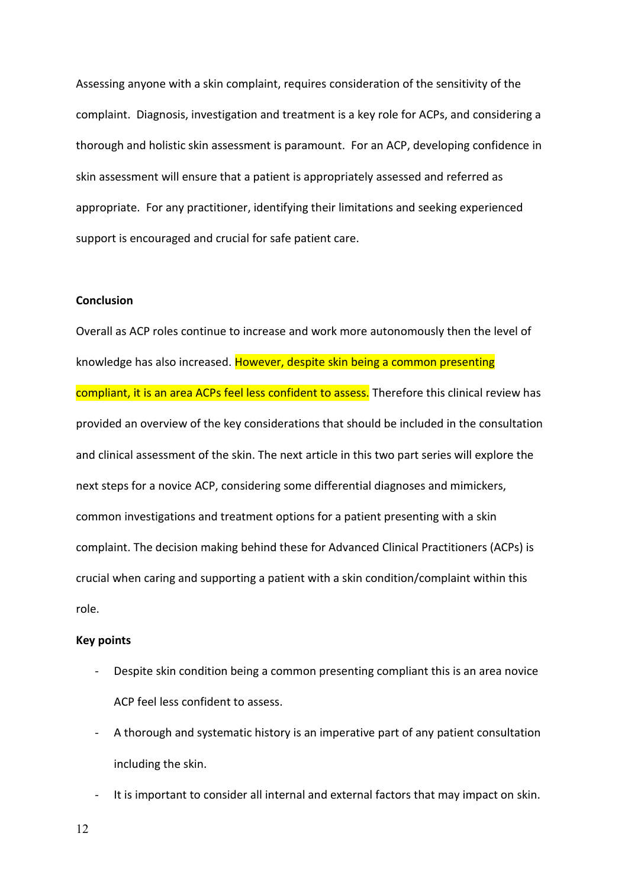Assessing anyone with a skin complaint, requires consideration of the sensitivity of the complaint. Diagnosis, investigation and treatment is a key role for ACPs, and considering a thorough and holistic skin assessment is paramount. For an ACP, developing confidence in skin assessment will ensure that a patient is appropriately assessed and referred as appropriate. For any practitioner, identifying their limitations and seeking experienced support is encouraged and crucial for safe patient care.

**Conclusion**

Overall as ACP roles continue to increase and work more autonomously then the level of knowledge has also increased. However, despite skin being a common presenting compliant, it is an area ACPs feel less confident to assess. Therefore this clinical review has provided an overview of the key considerations that should be included in the consultation and clinical assessment of the skin. The next article in this two part series will explore the next steps for a novice ACP, considering some differential diagnoses and mimickers, common investigations and treatment options for a patient presenting with a skin complaint. The decision making behind these for Advanced Clinical Practitioners (ACPs) is crucial when caring and supporting a patient with a skin condition/complaint within this role.

**Key points**

- Despite skin condition being a common presenting compliant this is an area novice ACP feel less confident to assess.
- A thorough and systematic history is an imperative part of any patient consultation including the skin.
- It is important to consider all internal and external factors that may impact on skin.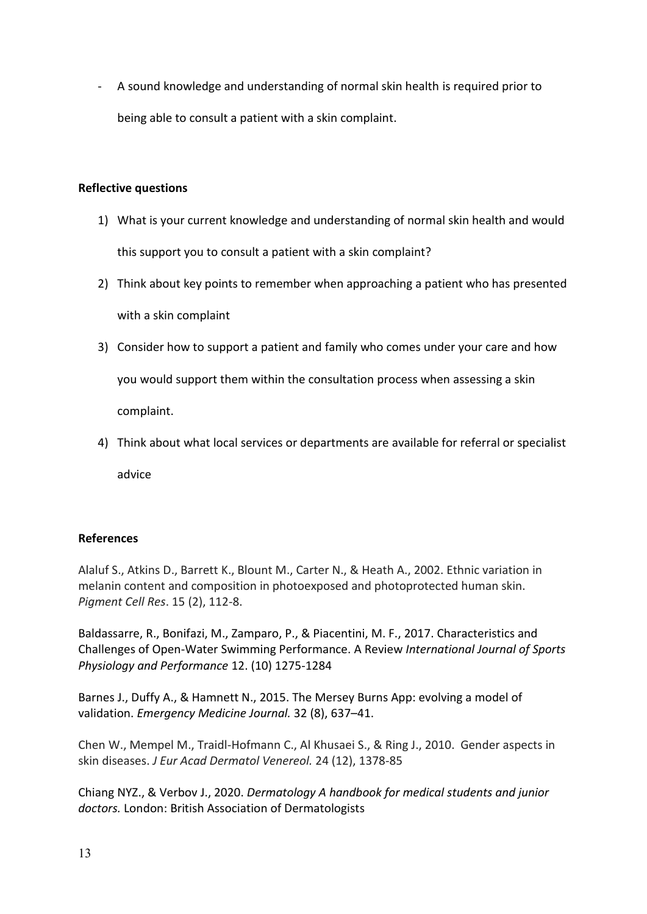- A sound knowledge and understanding of normal skin health is required prior to being able to consult a patient with a skin complaint.

**Reflective questions**

1) What is your current knowledge and understanding of normal skin health and would this support you to consult a patient with a skin complaint?
2) Think about key points to remember when approaching a patient who has presented with a skin complaint
3) Consider how to support a patient and family who comes under your care and how you would support them within the consultation process when assessing a skin complaint.
4) Think about what local services or departments are available for referral or specialist advice

**References**

Alaluf S., Atkins D., Barrett K., Blount M., Carter N., & Heath A., 2002. Ethnic variation in melanin content and composition in photoexposed and photoprotected human skin. *Pigment Cell Res*. 15 (2), 112-8.

Baldassarre, R., Bonifazi, M., Zamparo, P., & Piacentini, M. F., 2017. Characteristics and Challenges of Open-Water Swimming Performance. A Review *International Journal of Sports Physiology and Performance* 12. (10) 1275-1284

Barnes J., Duffy A., & Hamnett N., 2015. The Mersey Burns App: evolving a model of validation. *Emergency Medicine Journal.* 32 (8), 637–41.

Chen W., Mempel M., Traidl-Hofmann C., Al Khusaei S., & Ring J., 2010. Gender aspects in skin diseases. *J Eur Acad Dermatol Venereol.* 24 (12), 1378-85

Chiang NYZ., & Verbov J., 2020. *Dermatology A handbook for medical students and junior doctors.* London: British Association of Dermatologists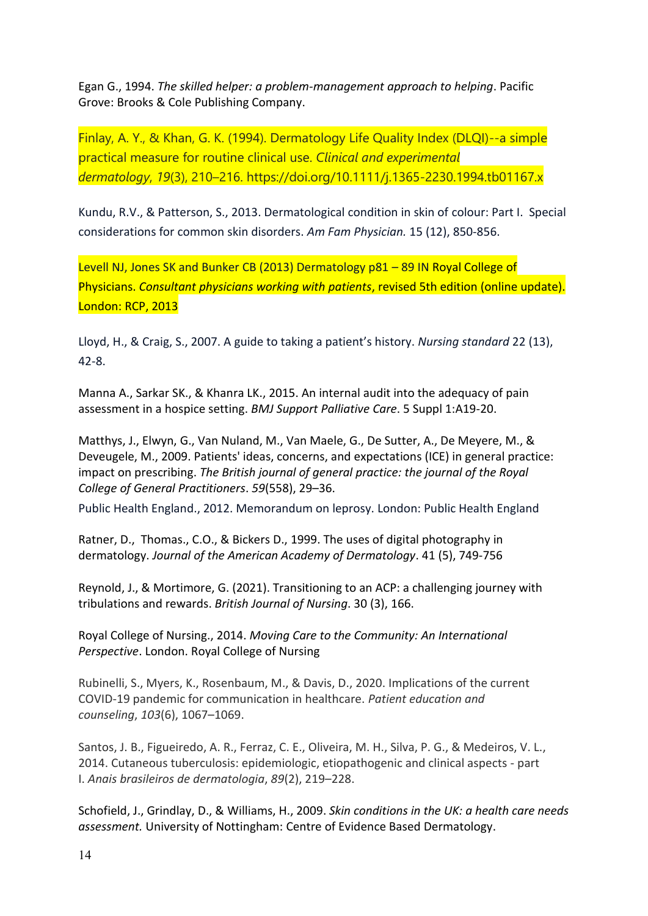Egan G., 1994. *The skilled helper: a problem-management approach to helping*. Pacific Grove: Brooks & Cole Publishing Company.

Finlay, A. Y., & Khan, G. K. (1994). Dermatology Life Quality Index (DLQI)--a simple practical measure for routine clinical use. *Clinical and experimental dermatology*, *19*(3), 210–216. https://doi.org/10.1111/j.1365-2230.1994.tb01167.x

Kundu, R.V., & Patterson, S., 2013. Dermatological condition in skin of colour: Part I. Special considerations for common skin disorders. *Am Fam Physician.* 15 (12), 850-856.

Levell NJ, Jones SK and Bunker CB (2013) Dermatology p81 – 89 IN Royal College of Physicians. *Consultant physicians working with patients*, revised 5th edition (online update). London: RCP, 2013

Lloyd, H., & Craig, S., 2007. A guide to taking a patient's history. *Nursing standard* 22 (13), 42-8.

Manna A., Sarkar SK., & Khanra LK., 2015. An internal audit into the adequacy of pain assessment in a hospice setting. *BMJ Support Palliative Care*. 5 Suppl 1:A19-20.

Matthys, J., Elwyn, G., Van Nuland, M., Van Maele, G., De Sutter, A., De Meyere, M., & Deveugele, M., 2009. Patients' ideas, concerns, and expectations (ICE) in general practice: impact on prescribing. *The British journal of general practice: the journal of the Royal College of General Practitioners*. *59*(558), 29–36.

Public Health England., 2012. Memorandum on leprosy. London: Public Health England

Ratner, D., Thomas., C.O., & Bickers D., 1999. The uses of digital photography in dermatology. *Journal of the American Academy of Dermatology*. 41 (5), 749-756

Reynold, J., & Mortimore, G. (2021). Transitioning to an ACP: a challenging journey with tribulations and rewards. *British Journal of Nursing*. 30 (3), 166.

Royal College of Nursing., 2014. *Moving Care to the Community: An International Perspective*. London. Royal College of Nursing

Rubinelli, S., Myers, K., Rosenbaum, M., & Davis, D., 2020. Implications of the current COVID-19 pandemic for communication in healthcare. *Patient education and counseling*, *103*(6), 1067–1069.

Santos, J. B., Figueiredo, A. R., Ferraz, C. E., Oliveira, M. H., Silva, P. G., & Medeiros, V. L., 2014. Cutaneous tuberculosis: epidemiologic, etiopathogenic and clinical aspects - part I. *Anais brasileiros de dermatologia*, *89*(2), 219–228.

Schofield, J., Grindlay, D., & Williams, H., 2009. *Skin conditions in the UK: a health care needs assessment.* University of Nottingham: Centre of Evidence Based Dermatology.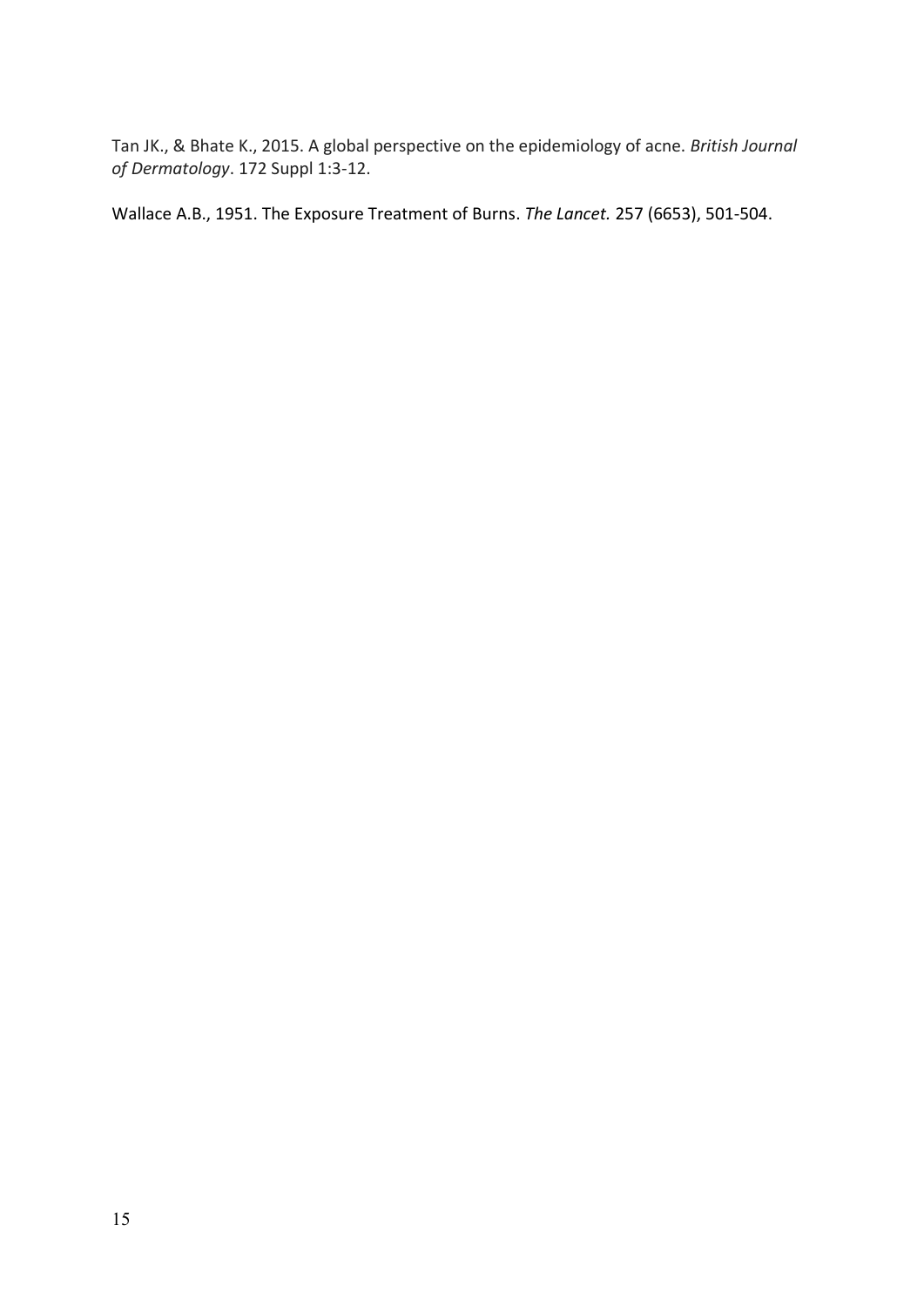Tan JK., & Bhate K., 2015. A global perspective on the epidemiology of acne. *British Journal of Dermatology*. 172 Suppl 1:3-12.

Wallace A.B., 1951. The Exposure Treatment of Burns. *The Lancet.* 257 (6653), 501-504.